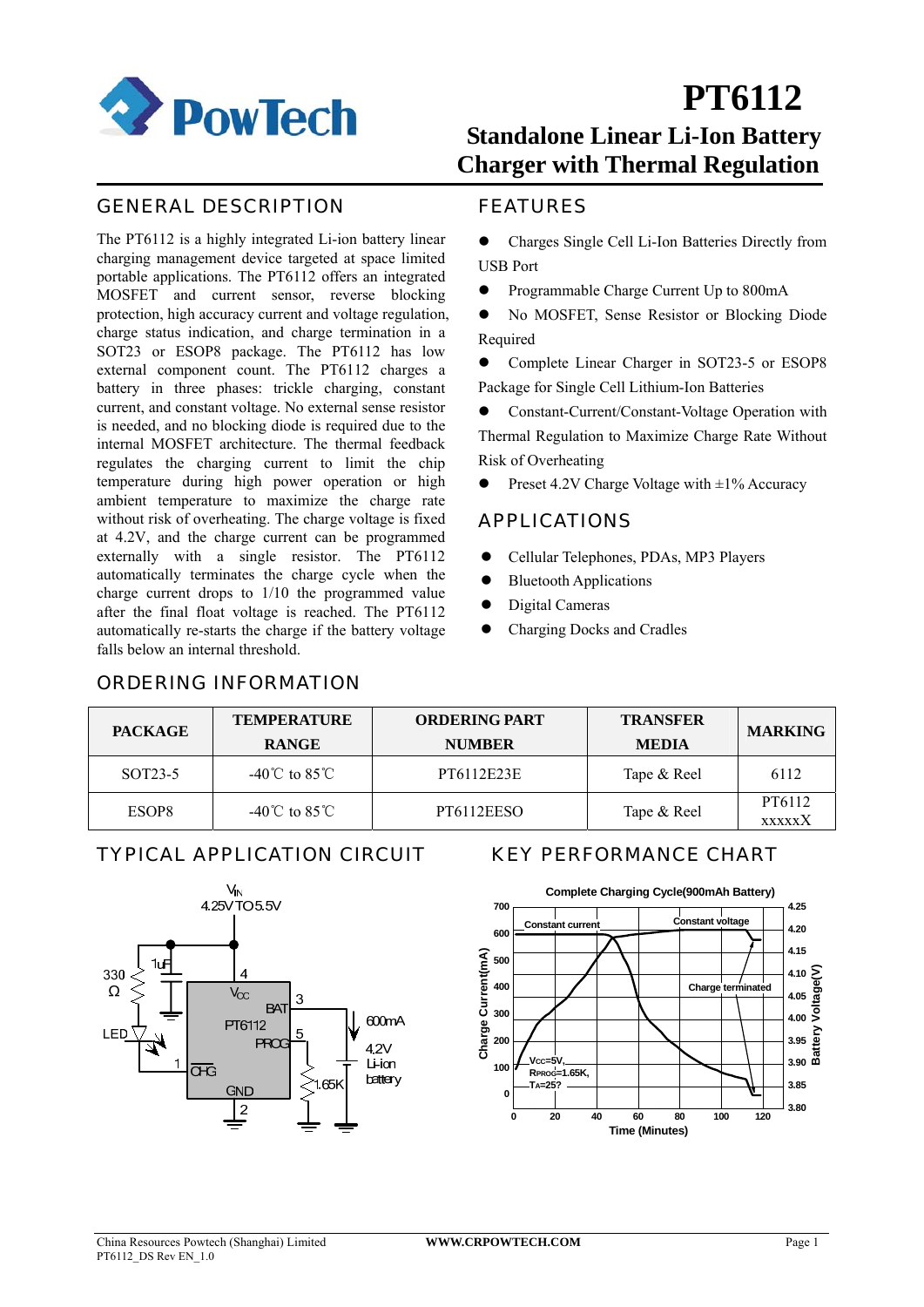# PT6112

## Standalone Linear Li-Ion Battery Charger with Thermal Regulation

## GENERAL DESCRIPTION

The PT6112 is a highly integrated Li-ion battery linear charging management device targeted at space limited portable applications. The PT6112 offers an integrated MOSFET and current sensor, reverse blocking protection, high accuracy current and voltage regulation, charge status indication, and charge termination in a SOT23 or ESOP8 package. The PT6112 has low external component count. The PT6112 charges a battery in three phases: trickle charging, constant current, and constant voltage. No external sense resistor is needed, and no blocking diode is required due to the internal MOSFET architecture. The thermal feedback regulates the charging current to limit the chip temperature during high power operation or high ambient temperature to maximize the charge rate without risk of overheating. The charge voltage is fixed at 4.2V, and the charge current can be programmed externally with a single resistor. The PT6112 automatically terminates the charge cycle when the charge current drops to 1/10 the programmed value after the final float voltage is reached. The PT6112 automatically re-starts the charge if the battery voltage falls below an internal threshold.

## FEATURES

- Charges Single Cell Li-Ion Batteries Directly from USB Port
- Programmable Charge Current Up to 800mA
- No MOSFET, Sense Resistor or Blocking Diode Required
- Complete Linear Charger in SOT23-5 or ESOP8 Package for Single Cell Lithium-Ion Batteries
- Constant-Current/Constant-Voltage Operation with Thermal Regulation to Maximize Charge Rate Without Risk of Overheating
- Preset 4.2V Charge Voltage with ±1% Accuracy

## APPLICATIONS

- Cellular Telephones, PDAs, MP3 Players
- Bluetooth Applications
- Digital Cameras
- Charging Docks and Cradles

## ORDERING INFORMATION

| PACKAGE | TEMPERATURE RANGE | ORDERING PART NUMBER | TRANSFER MEDIA | MARKING |
|---|---|---|---|---|
| SOT23-5 | -40℃ to 85℃ | PT6112E23E | Tape & Reel | 6112 |
| ESOP8 | -40℃ to 85℃ | PT6112EESO | Tape & Reel | PT6112 xxxxxX |

## TYPICAL APPLICATION CIRCUIT

## KEY PERFORMANCE CHART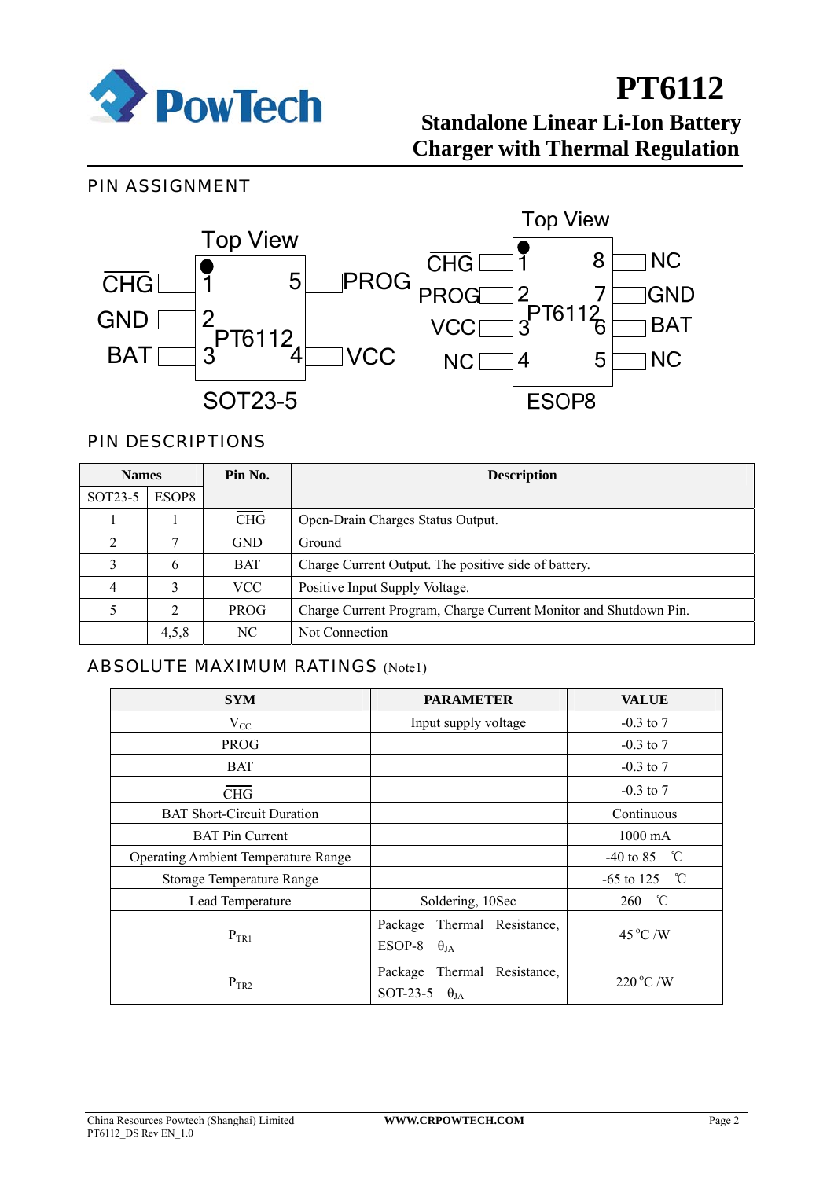## PIN ASSIGNMENT

Top View

| | | | |
|---|---|---|---|
| $\overline{CHG}$ | 1 | 5 | PROG |
| GND | 2 | | |
| BAT | 3 | 4 | VCC |

PT6112

SOT23-5

Top View

| | | | |
|---|---|---|---|
| $\overline{CHG}$ | 1 | 8 | NC |
| PROG | 2 | 7 | GND |
| VCC | 3 | 6 | BAT |
| NC | 4 | 5 | NC |

PT6112

ESOP8

## PIN DESCRIPTIONS

| Names | | Pin No. | Description |
|---|---|---|---|
| SOT23-5 | ESOP8 | | |
| 1 | 1 | $\overline{CHG}$ | Open-Drain Charges Status Output. |
| 2 | 7 | GND | Ground |
| 3 | 6 | BAT | Charge Current Output. The positive side of battery. |
| 4 | 3 | VCC | Positive Input Supply Voltage. |
| 5 | 2 | PROG | Charge Current Program, Charge Current Monitor and Shutdown Pin. |
| | 4,5,8 | NC | Not Connection |

## ABSOLUTE MAXIMUM RATINGS (Note1)

| SYM | PARAMETER | VALUE |
|---|---|---|
| $V_{CC}$ | Input supply voltage | -0.3 to 7 |
| PROG | | -0.3 to 7 |
| BAT | | -0.3 to 7 |
| $\overline{CHG}$ | | -0.3 to 7 |
| BAT Short-Circuit Duration | | Continuous |
| BAT Pin Current | | 1000 mA |
| Operating Ambient Temperature Range | | -40 to 85 ℃ |
| Storage Temperature Range | | -65 to 125 ℃ |
| Lead Temperature | Soldering, 10Sec | 260 ℃ |
| $P_{TR1}$ | Package Thermal Resistance, ESOP-8 $\theta_{JA}$ | 45 °C /W |
| $P_{TR2}$ | Package Thermal Resistance, SOT-23-5 $\theta_{JA}$ | 220 °C /W |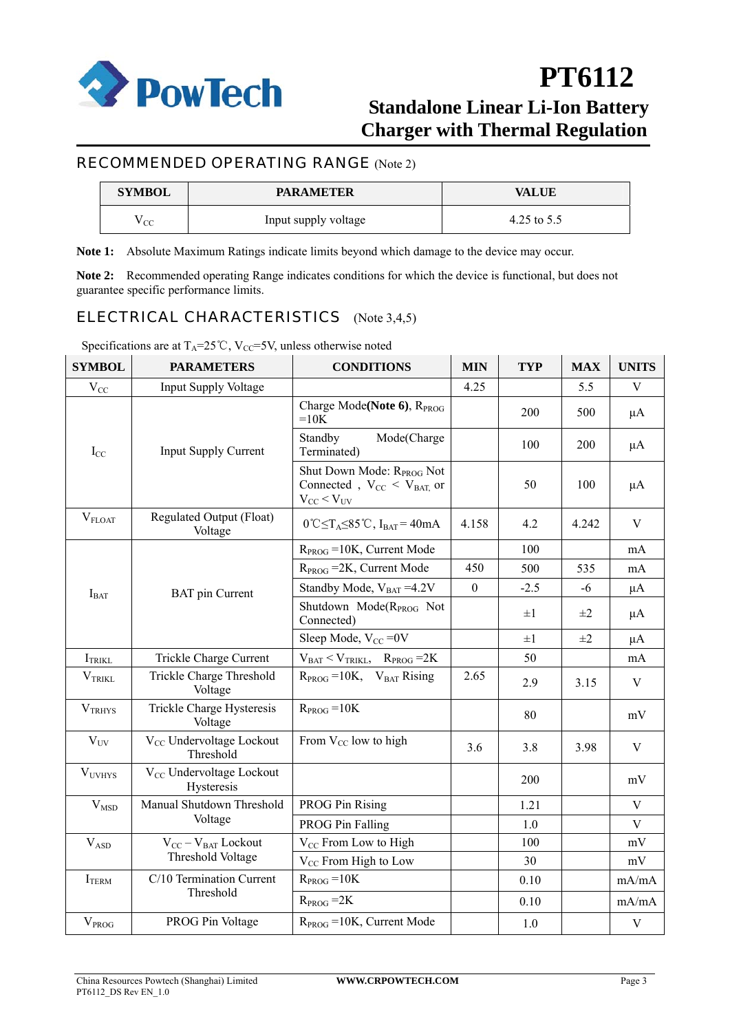## RECOMMENDED OPERATING RANGE (Note 2)

| SYMBOL | PARAMETER | VALUE |
|---|---|---|
| $V_{CC}$ | Input supply voltage | 4.25 to 5.5 |

**Note 1:** Absolute Maximum Ratings indicate limits beyond which damage to the device may occur.

**Note 2:** Recommended operating Range indicates conditions for which the device is functional, but does not guarantee specific performance limits.

## ELECTRICAL CHARACTERISTICS (Note 3,4,5)

Specifications are at $T_A$=25℃, $V_{CC}$=5V, unless otherwise noted

| SYMBOL | PARAMETERS | CONDITIONS | MIN | TYP | MAX | UNITS |
|---|---|---|---|---|---|---|
| $V_{CC}$ | Input Supply Voltage | | 4.25 | | 5.5 | V |
| $I_{CC}$ | Input Supply Current | Charge Mode**(Note 6)**, $R_{PROG}$ =10K | | 200 | 500 | µA |
| | | Standby Mode(Charge Terminated) | | 100 | 200 | µA |
| | | Shut Down Mode: $R_{PROG}$ Not Connected , $V_{CC}$ < $V_{BAT}$, or $V_{CC}$ < $V_{UV}$ | | 50 | 100 | µA |
| $V_{FLOAT}$ | Regulated Output (Float) Voltage | 0℃≤$T_A$≤85℃, $I_{BAT}$ = 40mA | 4.158 | 4.2 | 4.242 | V |
| $I_{BAT}$ | BAT pin Current | $R_{PROG}$ =10K, Current Mode | | 100 | | mA |
| | | $R_{PROG}$ =2K, Current Mode | 450 | 500 | 535 | mA |
| | | Standby Mode, $V_{BAT}$ =4.2V | 0 | -2.5 | -6 | µA |
| | | Shutdown Mode($R_{PROG}$ Not Connected) | | ±1 | ±2 | µA |
| | | Sleep Mode, $V_{CC}$ =0V | | ±1 | ±2 | µA |
| $I_{TRIKL}$ | Trickle Charge Current | $V_{BAT}$ < $V_{TRIKL}$, $R_{PROG}$ =2K | | 50 | | mA |
| $V_{TRIKL}$ | Trickle Charge Threshold Voltage | $R_{PROG}$ =10K, $V_{BAT}$ Rising | 2.65 | 2.9 | 3.15 | V |
| $V_{TRHYS}$ | Trickle Charge Hysteresis Voltage | $R_{PROG}$ =10K | | 80 | | mV |
| $V_{UV}$ | $V_{CC}$ Undervoltage Lockout Threshold | From $V_{CC}$ low to high | 3.6 | 3.8 | 3.98 | V |
| $V_{UVHYS}$ | $V_{CC}$ Undervoltage Lockout Hysteresis | | | 200 | | mV |
| $V_{MSD}$ | Manual Shutdown Threshold Voltage | PROG Pin Rising | | 1.21 | | V |
| | | PROG Pin Falling | | 1.0 | | V |
| $V_{ASD}$ | $V_{CC}$ – $V_{BAT}$ Lockout Threshold Voltage | $V_{CC}$ From Low to High | | 100 | | mV |
| | | $V_{CC}$ From High to Low | | 30 | | mV |
| $I_{TERM}$ | C/10 Termination Current Threshold | $R_{PROG}$ =10K | | 0.10 | | mA/mA |
| | | $R_{PROG}$ =2K | | 0.10 | | mA/mA |
| $V_{PROG}$ | PROG Pin Voltage | $R_{PROG}$ =10K, Current Mode | | 1.0 | | V |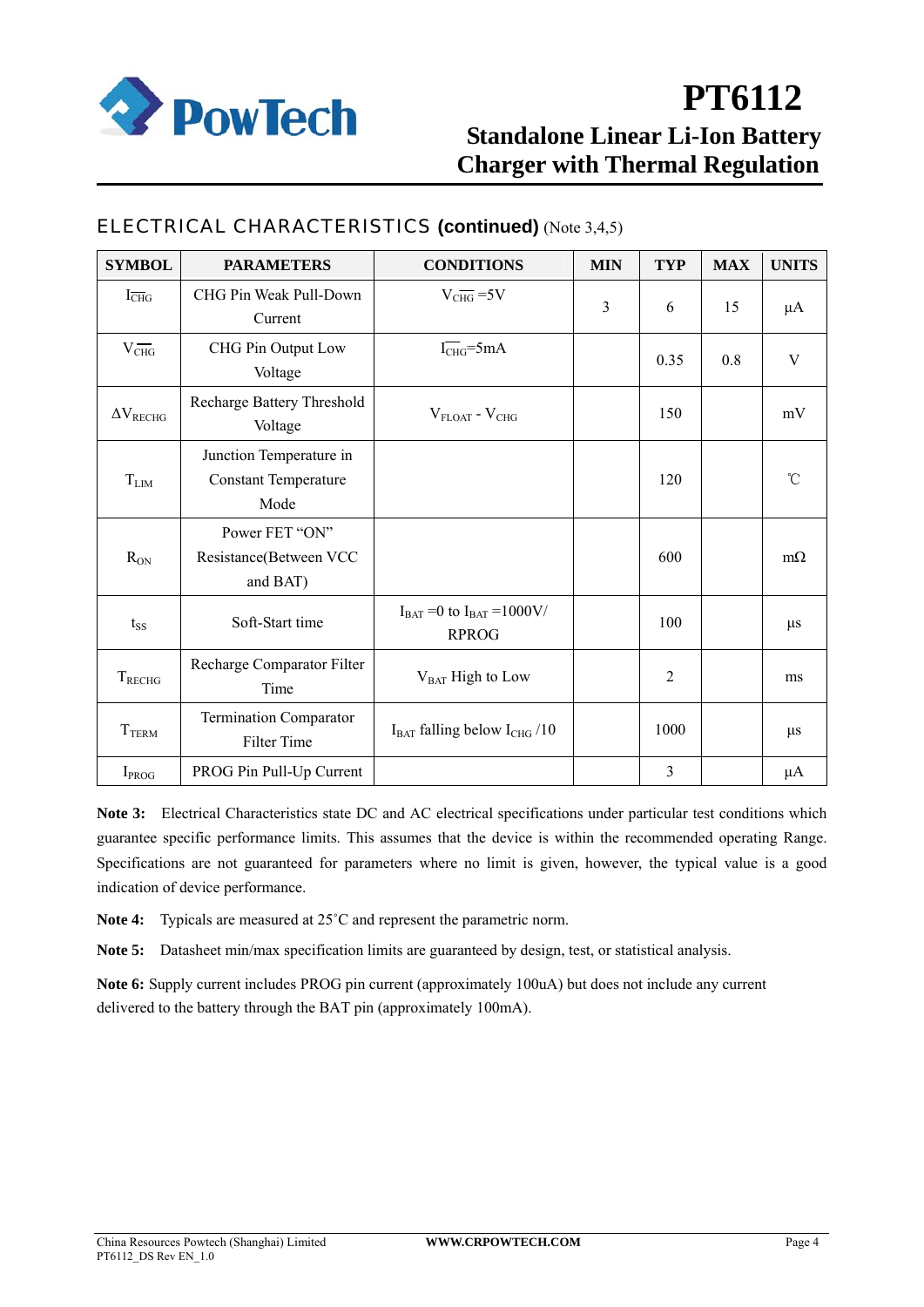## ELECTRICAL CHARACTERISTICS (continued) (Note 3,4,5)

| SYMBOL | PARAMETERS | CONDITIONS | MIN | TYP | MAX | UNITS |
|---|---|---|---|---|---|---|
| $I_{\overline{CHG}}$ | CHG Pin Weak Pull-Down Current | $V_{\overline{CHG}}$ =5V | 3 | 6 | 15 | μA |
| $V_{\overline{CHG}}$ | CHG Pin Output Low Voltage | $I_{\overline{CHG}}$=5mA | | 0.35 | 0.8 | V |
| $\Delta V_{RECHG}$ | Recharge Battery Threshold Voltage | $V_{FLOAT}$ - $V_{CHG}$ | | 150 | | mV |
| $T_{LIM}$ | Junction Temperature in Constant Temperature Mode | | | 120 | | ℃ |
| $R_{ON}$ | Power FET "ON" Resistance(Between VCC and BAT) | | | 600 | | mΩ |
| $t_{SS}$ | Soft-Start time | $I_{BAT}$ =0 to $I_{BAT}$ =1000V/ RPROG | | 100 | | μs |
| $T_{RECHG}$ | Recharge Comparator Filter Time | $V_{BAT}$ High to Low | | 2 | | ms |
| $T_{TERM}$ | Termination Comparator Filter Time | $I_{BAT}$ falling below $I_{CHG}$ /10 | | 1000 | | μs |
| $I_{PROG}$ | PROG Pin Pull-Up Current | | | 3 | | μA |

**Note 3:** Electrical Characteristics state DC and AC electrical specifications under particular test conditions which guarantee specific performance limits. This assumes that the device is within the recommended operating Range. Specifications are not guaranteed for parameters where no limit is given, however, the typical value is a good indication of device performance.

**Note 4:** Typicals are measured at 25˚C and represent the parametric norm.

**Note 5:** Datasheet min/max specification limits are guaranteed by design, test, or statistical analysis.

**Note 6:** Supply current includes PROG pin current (approximately 100uA) but does not include any current delivered to the battery through the BAT pin (approximately 100mA).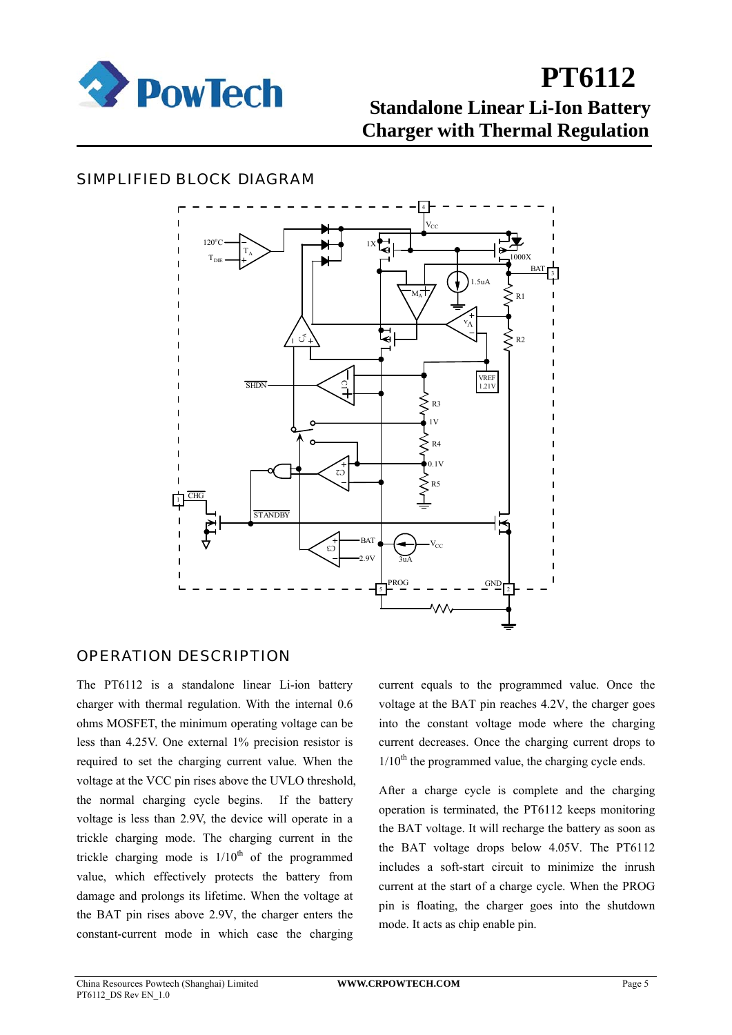## SIMPLIFIED BLOCK DIAGRAM

## OPERATION DESCRIPTION

The PT6112 is a standalone linear Li-ion battery charger with thermal regulation. With the internal 0.6 ohms MOSFET, the minimum operating voltage can be less than 4.25V. One external 1% precision resistor is required to set the charging current value. When the voltage at the VCC pin rises above the UVLO threshold, the normal charging cycle begins. If the battery voltage is less than 2.9V, the device will operate in a trickle charging mode. The charging current in the trickle charging mode is $1/10^{th}$ of the programmed value, which effectively protects the battery from damage and prolongs its lifetime. When the voltage at the BAT pin rises above 2.9V, the charger enters the constant-current mode in which case the charging current equals to the programmed value. Once the voltage at the BAT pin reaches 4.2V, the charger goes into the constant voltage mode where the charging current decreases. Once the charging current drops to $1/10^{th}$ the programmed value, the charging cycle ends.

After a charge cycle is complete and the charging operation is terminated, the PT6112 keeps monitoring the BAT voltage. It will recharge the battery as soon as the BAT voltage drops below 4.05V. The PT6112 includes a soft-start circuit to minimize the inrush current at the start of a charge cycle. When the PROG pin is floating, the charger goes into the shutdown mode. It acts as chip enable pin.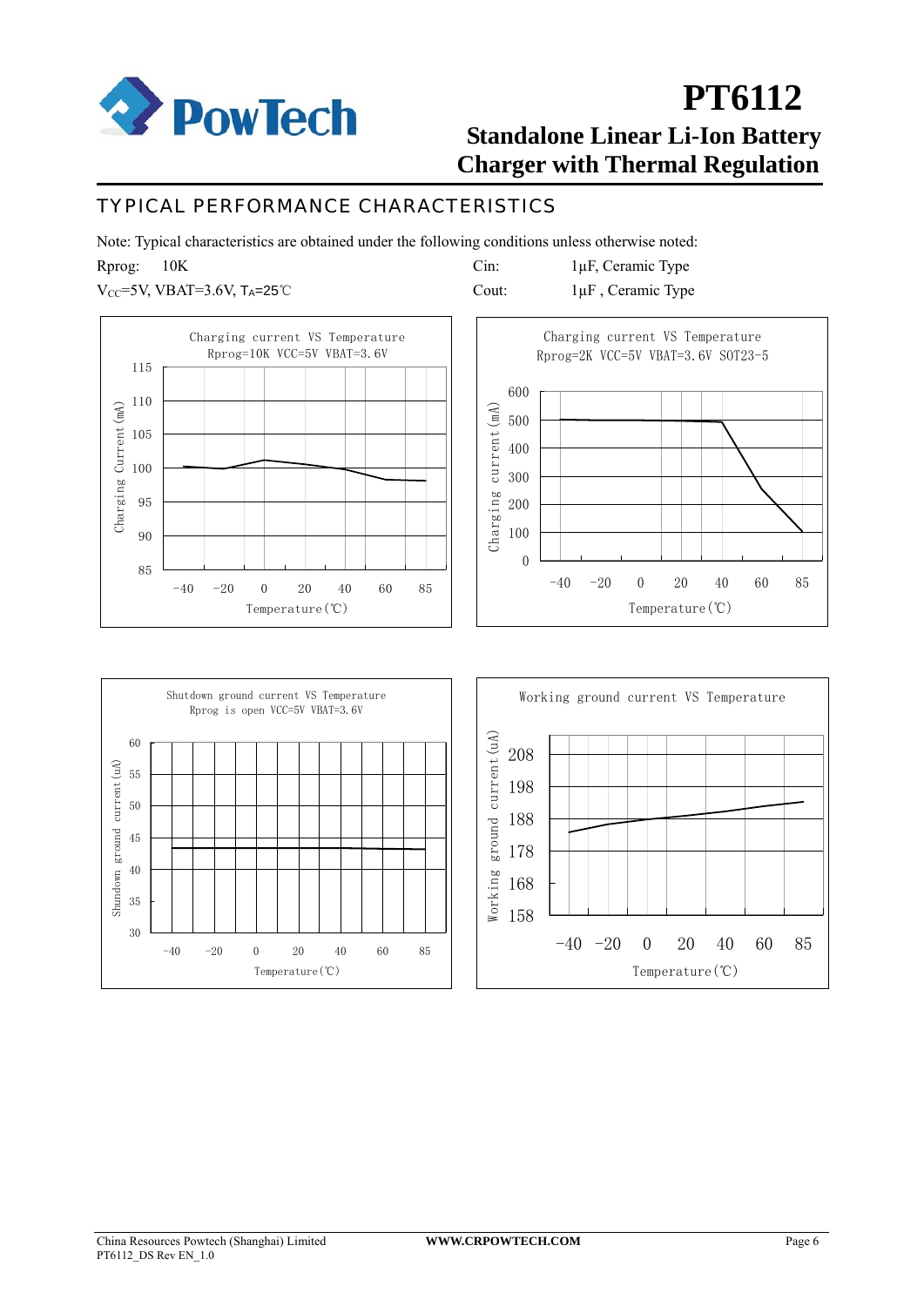## TYPICAL PERFORMANCE CHARACTERISTICS

Note: Typical characteristics are obtained under the following conditions unless otherwise noted:

Rprog: 10K

$V_{CC}$=5V, VBAT=3.6V, $T_A$=25℃

Cin: 1μF, Ceramic Type

Cout: 1μF , Ceramic Type

Charging current VS Temperature
Rprog=10K VCC=5V VBAT=3.6V

Charging Current (mA)

115
110
105
100
95
90
85

-40 -20 0 20 40 60 85

Temperature(℃)

Charging current VS Temperature
Rprog=2K VCC=5V VBAT=3.6V SOT23-5

Charging current (mA)

600
500
400
300
200
100
0

-40 -20 0 20 40 60 85

Temperature(℃)

Shutdown ground current VS Temperature
Rprog is open VCC=5V VBAT=3.6V

Shundown ground current (uA)

60
55
50
45
40
35
30

-40 -20 0 20 40 60 85

Temperature(℃)

Working ground current VS Temperature

Working ground current (uA)

208
198
188
178
168
158

-40 -20 0 20 40 60 85

Temperature(℃)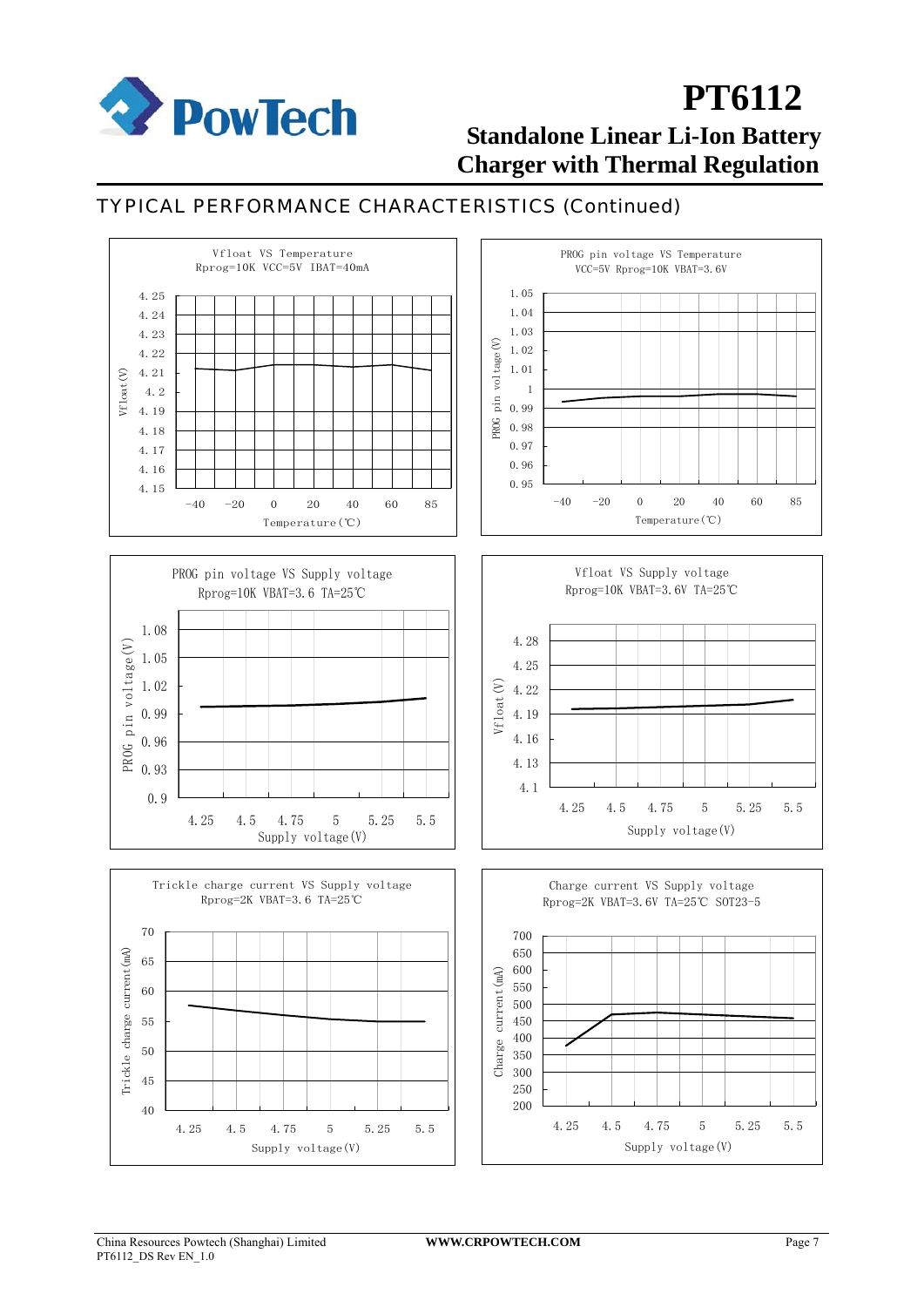## TYPICAL PERFORMANCE CHARACTERISTICS (Continued)

Vfloat VS Temperature
Rprog=10K VCC=5V IBAT=40mA

PROG pin voltage VS Temperature
VCC=5V Rprog=10K VBAT=3.6V

PROG pin voltage VS Supply voltage
Rprog=10K VBAT=3.6 TA=25℃

Vfloat VS Supply voltage
Rprog=10K VBAT=3.6V TA=25℃

Trickle charge current VS Supply voltage
Rprog=2K VBAT=3.6 TA=25℃

Charge current VS Supply voltage
Rprog=2K VBAT=3.6V TA=25℃ SOT23-5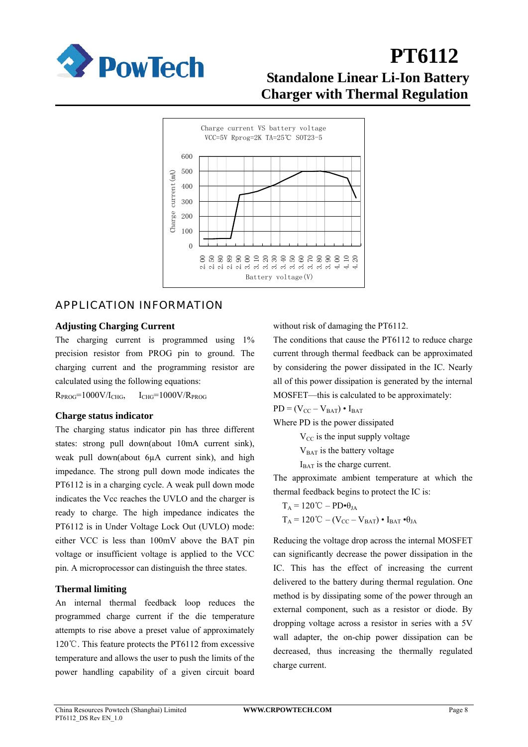Charge current VS battery voltage
VCC=5V Rprog=2K TA=25℃ SOT23-5

## APPLICATION INFORMATION

### Adjusting Charging Current

The charging current is programmed using 1% precision resistor from PROG pin to ground. The charging current and the programming resistor are calculated using the following equations:

$R_{PROG}$=1000V/$I_{CHG}$, $I_{CHG}$=1000V/$R_{PROG}$

### Charge status indicator

The charging status indicator pin has three different states: strong pull down(about 10mA current sink), weak pull down(about 6μA current sink), and high impedance. The strong pull down mode indicates the PT6112 is in a charging cycle. A weak pull down mode indicates the Vcc reaches the UVLO and the charger is ready to charge. The high impedance indicates the PT6112 is in Under Voltage Lock Out (UVLO) mode: either VCC is less than 100mV above the BAT pin voltage or insufficient voltage is applied to the VCC pin. A microprocessor can distinguish the three states.

### Thermal limiting

An internal thermal feedback loop reduces the programmed charge current if the die temperature attempts to rise above a preset value of approximately 120℃. This feature protects the PT6112 from excessive temperature and allows the user to push the limits of the power handling capability of a given circuit board without risk of damaging the PT6112.

The conditions that cause the PT6112 to reduce charge current through thermal feedback can be approximated by considering the power dissipated in the IC. Nearly all of this power dissipation is generated by the internal MOSFET—this is calculated to be approximately:

$PD = (V_{CC} – V_{BAT}) \cdot I_{BAT}$

Where PD is the power dissipated

$V_{CC}$ is the input supply voltage

$V_{BAT}$ is the battery voltage

$I_{BAT}$ is the charge current.

The approximate ambient temperature at which the thermal feedback begins to protect the IC is:

$T_A = 120℃ – PD \cdot \theta_{JA}$

$T_A = 120℃ – (V_{CC} – V_{BAT}) \cdot I_{BAT} \cdot \theta_{JA}$

Reducing the voltage drop across the internal MOSFET can significantly decrease the power dissipation in the IC. This has the effect of increasing the current delivered to the battery during thermal regulation. One method is by dissipating some of the power through an external component, such as a resistor or diode. By dropping voltage across a resistor in series with a 5V wall adapter, the on-chip power dissipation can be decreased, thus increasing the thermally regulated charge current.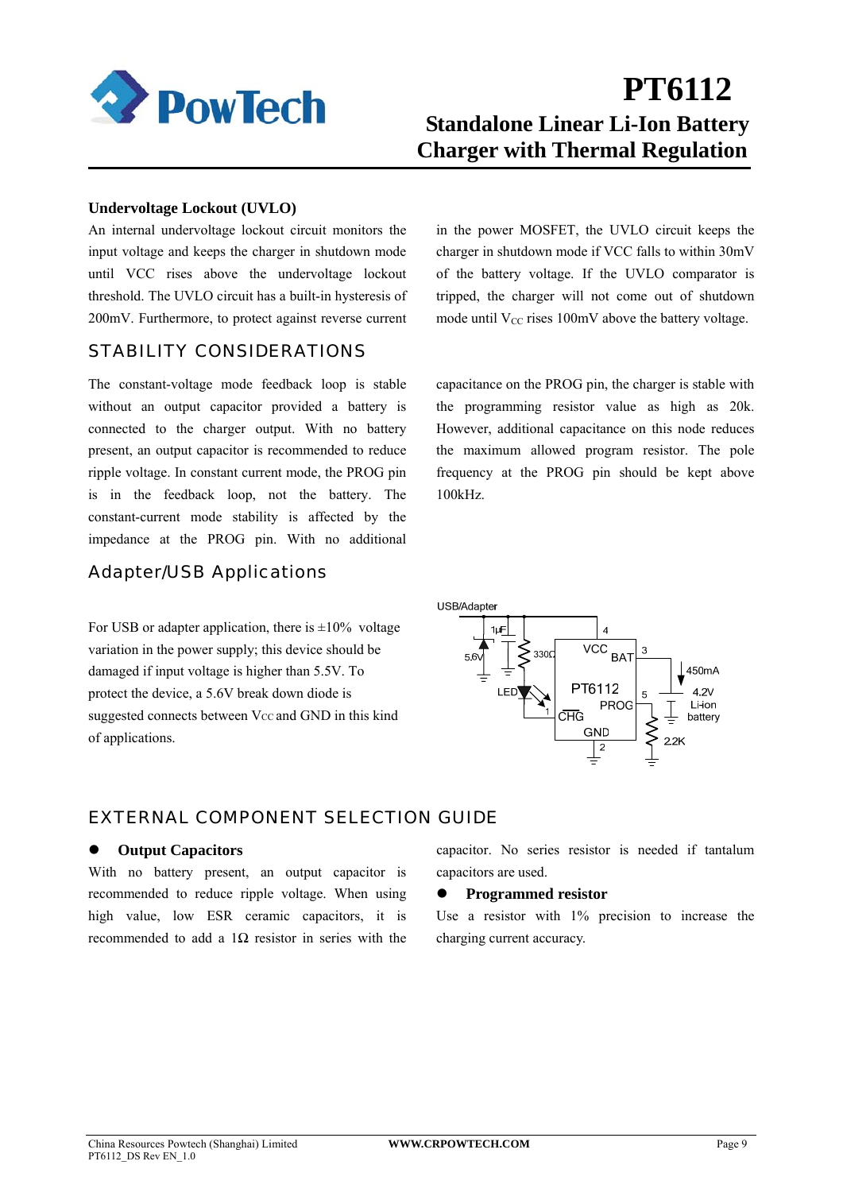### Undervoltage Lockout (UVLO)

An internal undervoltage lockout circuit monitors the input voltage and keeps the charger in shutdown mode until VCC rises above the undervoltage lockout threshold. The UVLO circuit has a built-in hysteresis of 200mV. Furthermore, to protect against reverse current in the power MOSFET, the UVLO circuit keeps the charger in shutdown mode if VCC falls to within 30mV of the battery voltage. If the UVLO comparator is tripped, the charger will not come out of shutdown mode until $V_{CC}$ rises 100mV above the battery voltage.

## STABILITY CONSIDERATIONS

The constant-voltage mode feedback loop is stable without an output capacitor provided a battery is connected to the charger output. With no battery present, an output capacitor is recommended to reduce ripple voltage. In constant current mode, the PROG pin is in the feedback loop, not the battery. The constant-current mode stability is affected by the impedance at the PROG pin. With no additional capacitance on the PROG pin, the charger is stable with the programming resistor value as high as 20k. However, additional capacitance on this node reduces the maximum allowed program resistor. The pole frequency at the PROG pin should be kept above 100kHz.

## Adapter/USB Applications

For USB or adapter application, there is ±10% voltage variation in the power supply; this device should be damaged if input voltage is higher than 5.5V. To protect the device, a 5.6V break down diode is suggested connects between Vcc and GND in this kind of applications.

## EXTERNAL COMPONENT SELECTION GUIDE

- **Output Capacitors**

With no battery present, an output capacitor is recommended to reduce ripple voltage. When using high value, low ESR ceramic capacitors, it is recommended to add a 1Ω resistor in series with the capacitor. No series resistor is needed if tantalum capacitors are used.

- **Programmed resistor**

Use a resistor with 1% precision to increase the charging current accuracy.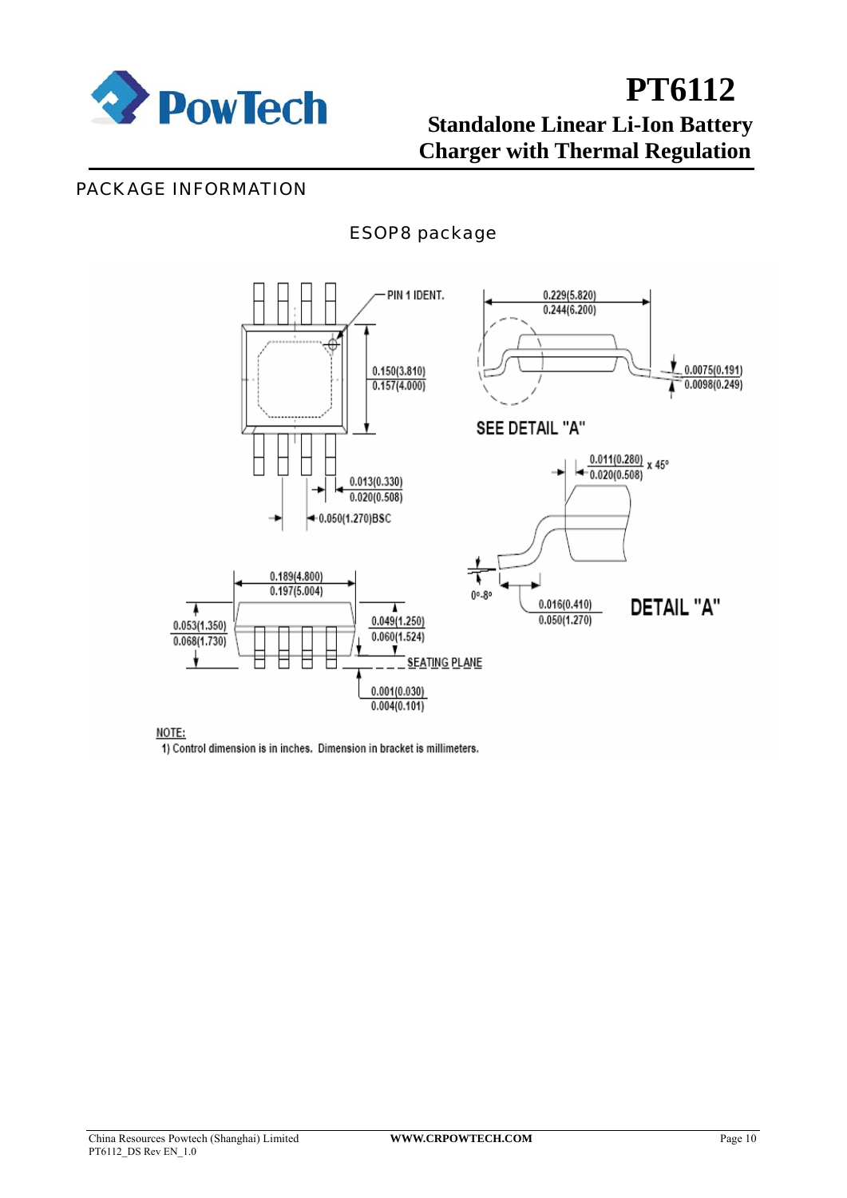## PACKAGE INFORMATION

ESOP8 package

PIN 1 IDENT.

0.229(5.820)
0.244(6.200)

0.150(3.810)
0.157(4.000)

0.0075(0.191)
0.0098(0.249)

SEE DETAIL "A"

0.011(0.280)
0.020(0.508) x 45°

0.013(0.330)
0.020(0.508)

0.050(1.270)BSC

0.189(4.800)
0.197(5.004)

0°-8°

0.016(0.410)
0.050(1.270)

DETAIL "A"

0.053(1.350)
0.068(1.730)

0.049(1.250)
0.060(1.524)

SEATING PLANE

0.001(0.030)
0.004(0.101)

NOTE:

1) Control dimension is in inches. Dimension in bracket is millimeters.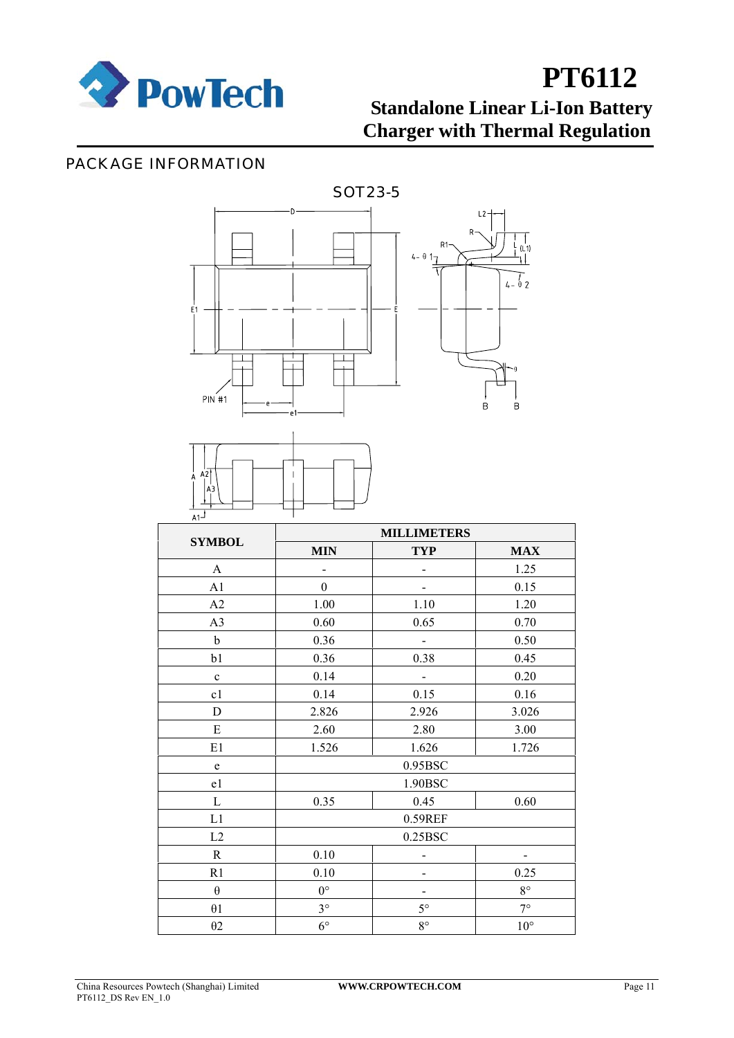## PACKAGE INFORMATION

SOT23-5

| SYMBOL | MILLIMETERS | | |
|---|---|---|---|
| | MIN | TYP | MAX |
| A | - | - | 1.25 |
| A1 | 0 | - | 0.15 |
| A2 | 1.00 | 1.10 | 1.20 |
| A3 | 0.60 | 0.65 | 0.70 |
| b | 0.36 | - | 0.50 |
| b1 | 0.36 | 0.38 | 0.45 |
| c | 0.14 | - | 0.20 |
| c1 | 0.14 | 0.15 | 0.16 |
| D | 2.826 | 2.926 | 3.026 |
| E | 2.60 | 2.80 | 3.00 |
| E1 | 1.526 | 1.626 | 1.726 |
| e | 0.95BSC | | |
| e1 | 1.90BSC | | |
| L | 0.35 | 0.45 | 0.60 |
| L1 | 0.59REF | | |
| L2 | 0.25BSC | | |
| R | 0.10 | - | - |
| R1 | 0.10 | - | 0.25 |
| θ | 0° | - | 8° |
| θ1 | 3° | 5° | 7° |
| θ2 | 6° | 8° | 10° |